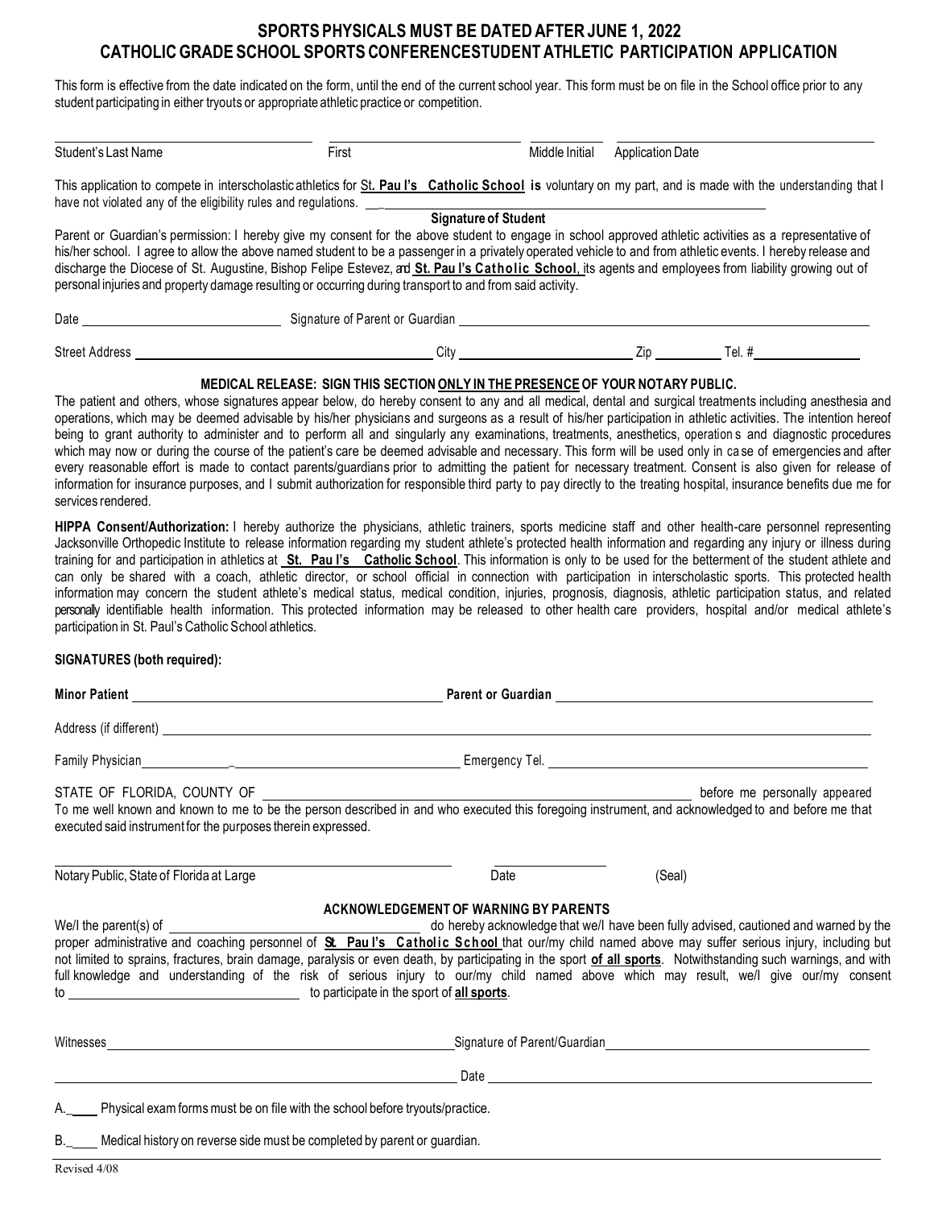# SPORTS PHYSICALS MUST BE DATED AFTER JUNE 1, 2022

## CATHOLIC GRADE SCHOOL SPORTS CONFERENCESTUDENT ATHLETIC PARTICIPATION APPLICATION

This form is effective from the date indicated on the form, until the end of the current school year. This form must be on file in the School office prior to any student participating in either tryouts or appropriate athletic practice or competition.

Student's Last Name ____________________ First ____________________ Middle Initial ________ Application Date ____________________

This application to compete in interscholastic athletics for **St. Paul's Catholic School is** voluntary on my part, and is made with the understanding that I have not violated any of the eligibility rules and regulations. ______________________________

**Signature of Student**

Parent or Guardian's permission: I hereby give my consent for the above student to engage in school approved athletic activities as a representative of his/her school. I agree to allow the above named student to be a passenger in a privately operated vehicle to and from athletic events. I hereby release and discharge the Diocese of St. Augustine, Bishop Felipe Estevez, and **St. Paul's Catholic School,** its agents and employees from liability growing out of personal injuries and property damage resulting or occurring during transport to and from said activity.

Date ____________________ Signature of Parent or Guardian ______________________________

Street Address ______________________________ City ____________________ Zip __________ Tel. # ______________

**MEDICAL RELEASE: SIGN THIS SECTION ONLY IN THE PRESENCE OF YOUR NOTARY PUBLIC.**

The patient and others, whose signatures appear below, do hereby consent to any and all medical, dental and surgical treatments including anesthesia and operations, which may be deemed advisable by his/her physicians and surgeons as a result of his/her participation in athletic activities. The intention hereof being to grant authority to administer and to perform all and singularly any examinations, treatments, anesthetics, operations and diagnostic procedures which may now or during the course of the patient's care be deemed advisable and necessary. This form will be used only in case of emergencies and after every reasonable effort is made to contact parents/guardians prior to admitting the patient for necessary treatment. Consent is also given for release of information for insurance purposes, and I submit authorization for responsible third party to pay directly to the treating hospital, insurance benefits due me for services rendered.

**HIPPA Consent/Authorization:** I hereby authorize the physicians, athletic trainers, sports medicine staff and other health-care personnel representing Jacksonville Orthopedic Institute to release information regarding my student athlete's protected health information and regarding any injury or illness during training for and participation in athletics at **St. Paul's Catholic School**. This information is only to be used for the betterment of the student athlete and can only be shared with a coach, athletic director, or school official in connection with participation in interscholastic sports. This protected health information may concern the student athlete's medical status, medical condition, injuries, prognosis, diagnosis, athletic participation status, and related personally identifiable health information. This protected information may be released to other health care providers, hospital and/or medical athlete's participation in St. Paul's Catholic School athletics.

**SIGNATURES (both required):**

**Minor Patient** ______________________________ **Parent or Guardian** ______________________________

Address (if different) ____________________________________________________________

Family Physician ______________________________ Emergency Tel. ______________________________

STATE OF FLORIDA, COUNTY OF ______________________________ before me personally appeared
To me well known and known to me to be the person described in and who executed this foregoing instrument, and acknowledged to and before me that executed said instrument for the purposes therein expressed.

______________________________ ______________

Notary Public, State of Florida at Large Date (Seal)

**ACKNOWLEDGEMENT OF WARNING BY PARENTS**

We/I the parent(s) of ______________________________ do hereby acknowledge that we/I have been fully advised, cautioned and warned by the proper administrative and coaching personnel of **St. Paul's Catholic School** that our/my child named above may suffer serious injury, including but not limited to sprains, fractures, brain damage, paralysis or even death, by participating in the sport **of all sports**. Notwithstanding such warnings, and with full knowledge and understanding of the risk of serious injury to our/my child named above which may result, we/I give our/my consent to ______________________________ to participate in the sport of **all sports**.

Witnesses ______________________________ Signature of Parent/Guardian ______________________________

______________________________ Date ______________________________

A.____ Physical exam forms must be on file with the school before tryouts/practice.

B.____ Medical history on reverse side must be completed by parent or guardian.

Revised 4/08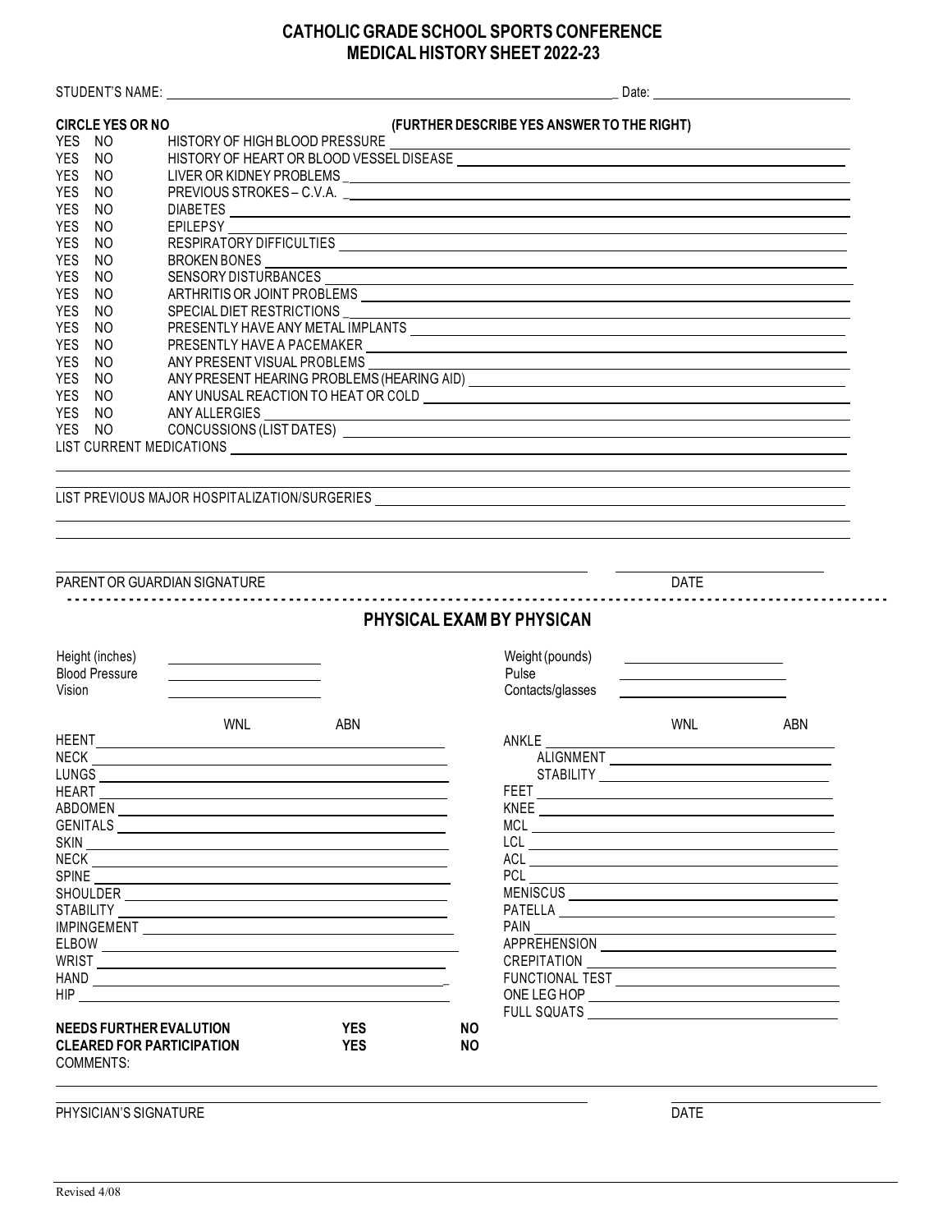# CATHOLIC GRADE SCHOOL SPORTS CONFERENCE
## MEDICAL HISTORY SHEET 2022-23

STUDENT'S NAME: _______________________________________________ Date: ____________________

**CIRCLE YES OR NO** **(FURTHER DESCRIBE YES ANSWER TO THE RIGHT)**

YES NO HISTORY OF HIGH BLOOD PRESSURE ____________________
YES NO HISTORY OF HEART OR BLOOD VESSEL DISEASE ____________________
YES NO LIVER OR KIDNEY PROBLEMS ____________________
YES NO PREVIOUS STROKES – C.V.A. ____________________
YES NO DIABETES ____________________
YES NO EPILEPSY ____________________
YES NO RESPIRATORY DIFFICULTIES ____________________
YES NO BROKEN BONES ____________________
YES NO SENSORY DISTURBANCES ____________________
YES NO ARTHRITIS OR JOINT PROBLEMS ____________________
YES NO SPECIAL DIET RESTRICTIONS ____________________
YES NO PRESENTLY HAVE ANY METAL IMPLANTS ____________________
YES NO PRESENTLY HAVE A PACEMAKER ____________________
YES NO ANY PRESENT VISUAL PROBLEMS ____________________
YES NO ANY PRESENT HEARING PROBLEMS (HEARING AID) ____________________
YES NO ANY UNUSUAL REACTION TO HEAT OR COLD ____________________
YES NO ANY ALLERGIES ____________________
YES NO CONCUSSIONS (LIST DATES) ____________________

LIST CURRENT MEDICATIONS ____________________

LIST PREVIOUS MAJOR HOSPITALIZATION/SURGERIES ____________________

PARENT OR GUARDIAN SIGNATURE ____________________ DATE ____________________

## PHYSICAL EXAM BY PHYSICAN

Height (inches) ____________ Weight (pounds) ____________
Blood Pressure ____________ Pulse ____________
Vision ____________ Contacts/glasses ____________

| | WNL | ABN |
|---|---|---|
| HEENT | | |
| NECK | | |
| LUNGS | | |
| HEART | | |
| ABDOMEN | | |
| GENITALS | | |
| SKIN | | |
| NECK | | |
| SPINE | | |
| SHOULDER | | |
| STABILITY | | |
| IMPINGEMENT | | |
| ELBOW | | |
| WRIST | | |
| HAND | | |
| HIP | | |

| | WNL | ABN |
|---|---|---|
| ANKLE | | |
| ALIGNMENT | | |
| STABILITY | | |
| FEET | | |
| KNEE | | |
| MCL | | |
| LCL | | |
| ACL | | |
| PCL | | |
| MENISCUS | | |
| PATELLA | | |
| PAIN | | |
| APPREHENSION | | |
| CREPITATION | | |
| FUNCTIONAL TEST | | |
| ONE LEG HOP | | |
| FULL SQUATS | | |

**NEEDS FURTHER EVALUTION** **YES** **NO**
**CLEARED FOR PARTICIPATION** **YES** **NO**
COMMENTS:

PHYSICIAN'S SIGNATURE ____________________ DATE ____________________

Revised 4/08